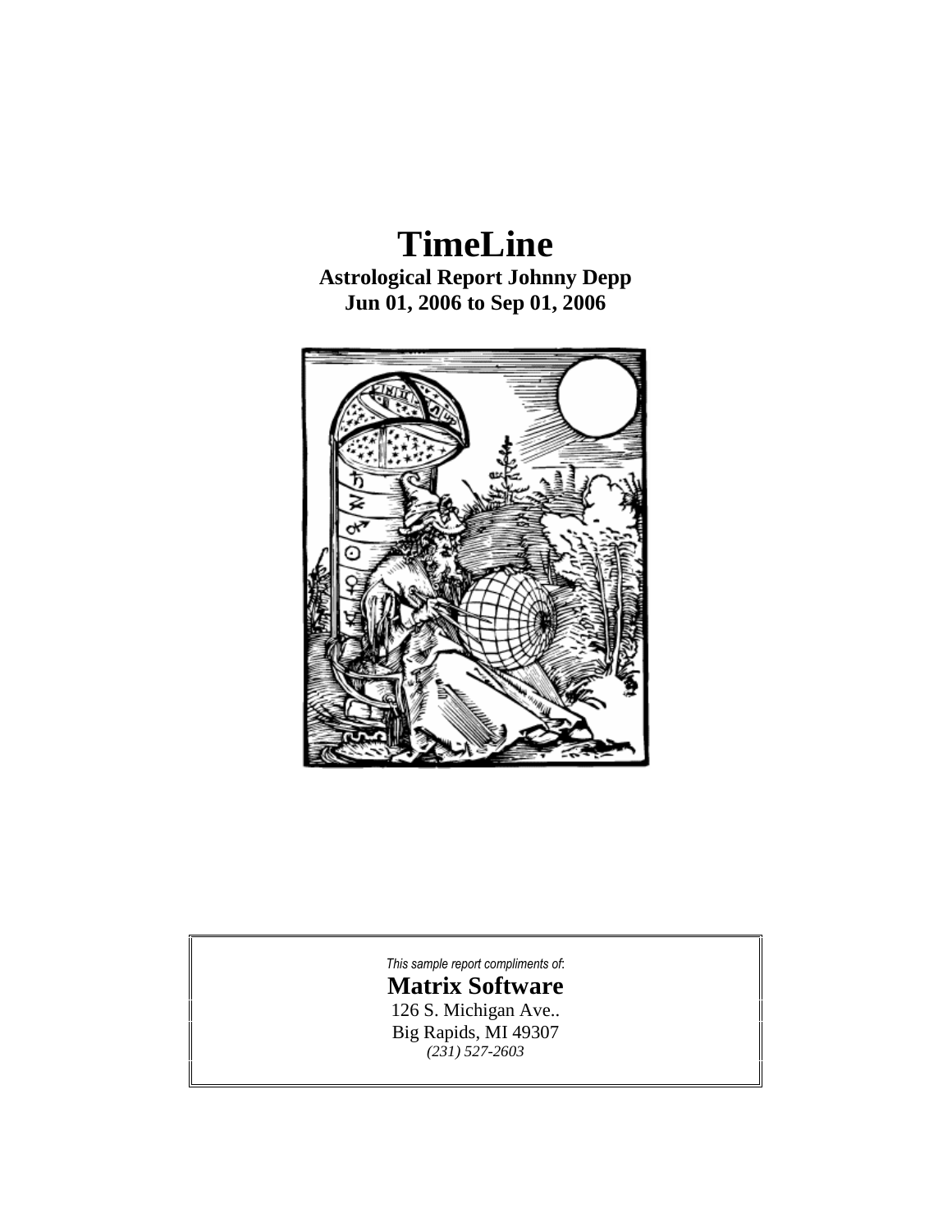# TimeLine

**Astrological Report Johnny Depp**
**Jun 01, 2006 to Sep 01, 2006**

*This sample report compliments of:*

**Matrix Software**

126 S. Michigan Ave..
Big Rapids, MI 49307
*(231) 527-2603*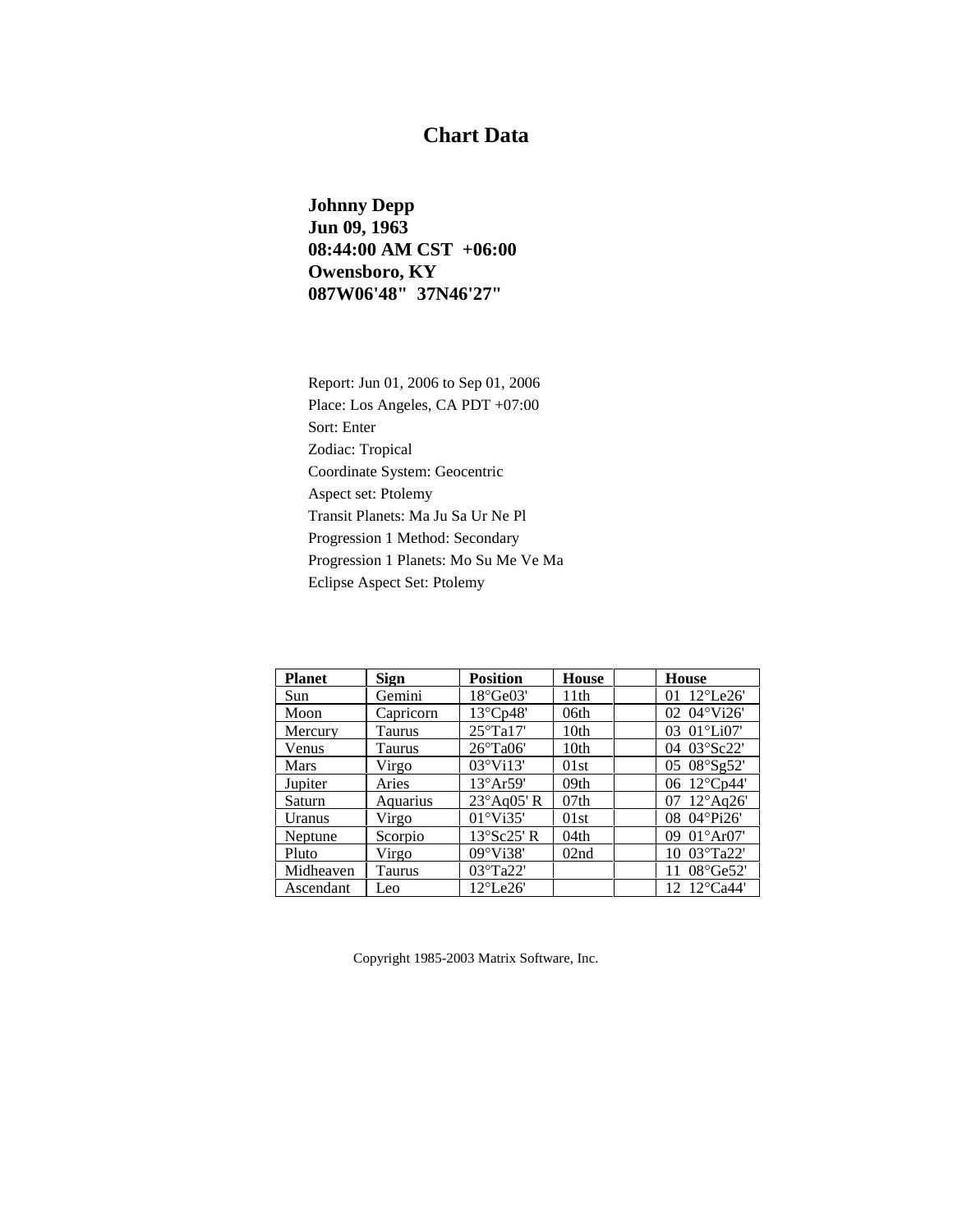# Chart Data

**Johnny Depp**
**Jun 09, 1963**
**08:44:00 AM CST  +06:00**
**Owensboro, KY**
**087W06'48"  37N46'27"**

Report: Jun 01, 2006 to Sep 01, 2006
Place: Los Angeles, CA PDT +07:00
Sort: Enter
Zodiac: Tropical
Coordinate System: Geocentric
Aspect set: Ptolemy
Transit Planets: Ma Ju Sa Ur Ne Pl
Progression 1 Method: Secondary
Progression 1 Planets: Mo Su Me Ve Ma
Eclipse Aspect Set: Ptolemy

| Planet | Sign | Position | House | | House |
|---|---|---|---|---|---|
| Sun | Gemini | 18°Ge03' | 11th | | 01  12°Le26' |
| Moon | Capricorn | 13°Cp48' | 06th | | 02  04°Vi26' |
| Mercury | Taurus | 25°Ta17' | 10th | | 03  01°Li07' |
| Venus | Taurus | 26°Ta06' | 10th | | 04  03°Sc22' |
| Mars | Virgo | 03°Vi13' | 01st | | 05  08°Sg52' |
| Jupiter | Aries | 13°Ar59' | 09th | | 06  12°Cp44' |
| Saturn | Aquarius | 23°Aq05' R | 07th | | 07  12°Aq26' |
| Uranus | Virgo | 01°Vi35' | 01st | | 08  04°Pi26' |
| Neptune | Scorpio | 13°Sc25' R | 04th | | 09  01°Ar07' |
| Pluto | Virgo | 09°Vi38' | 02nd | | 10  03°Ta22' |
| Midheaven | Taurus | 03°Ta22' | | | 11  08°Ge52' |
| Ascendant | Leo | 12°Le26' | | | 12  12°Ca44' |

Copyright 1985-2003 Matrix Software, Inc.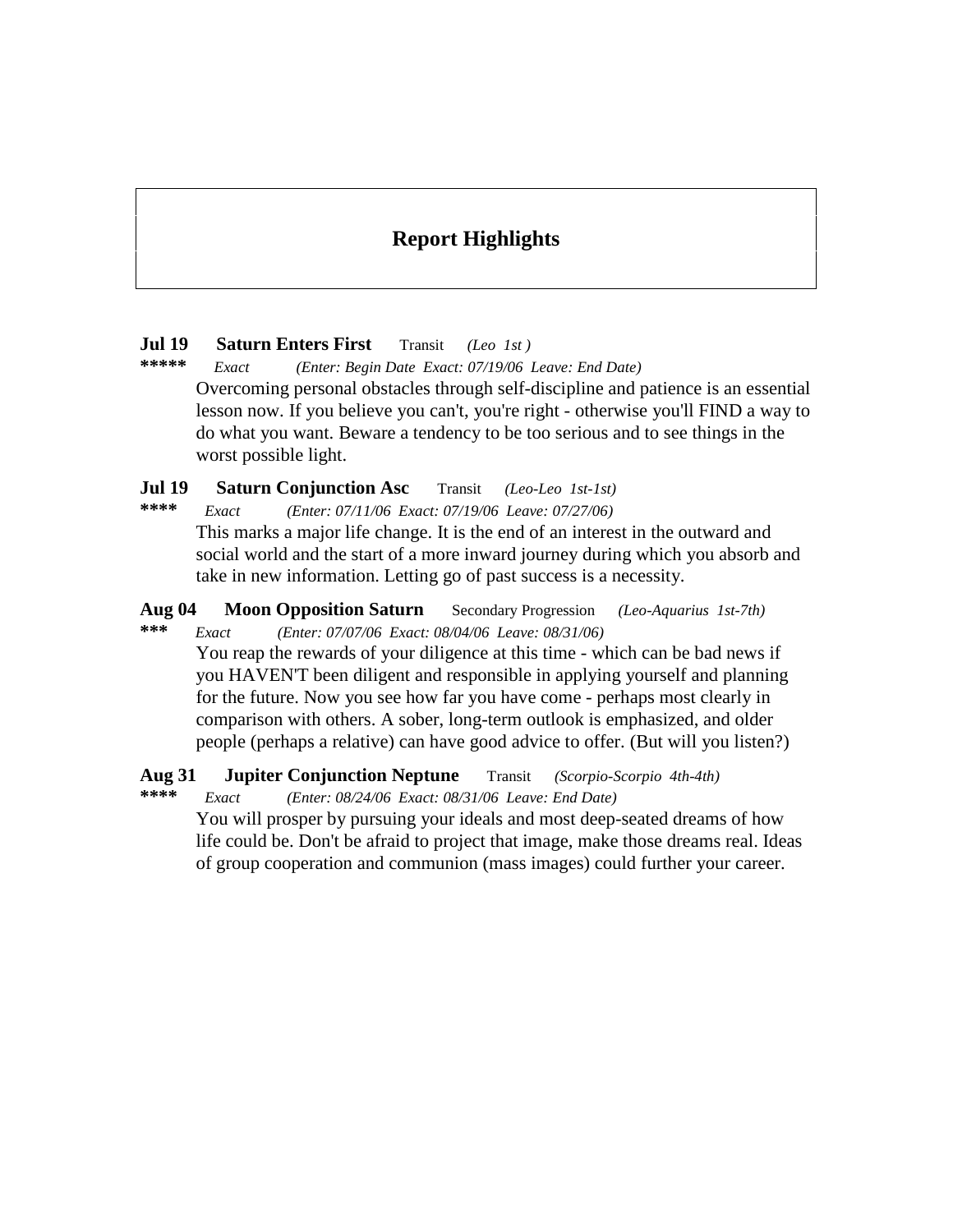## Report Highlights

**Jul 19** **Saturn Enters First** Transit *(Leo 1st )*
**\*\*\*\*\*** *Exact* *(Enter: Begin Date Exact: 07/19/06 Leave: End Date)*

Overcoming personal obstacles through self-discipline and patience is an essential lesson now. If you believe you can't, you're right - otherwise you'll FIND a way to do what you want. Beware a tendency to be too serious and to see things in the worst possible light.

**Jul 19** **Saturn Conjunction Asc** Transit *(Leo-Leo 1st-1st)*
**\*\*\*\*** *Exact* *(Enter: 07/11/06 Exact: 07/19/06 Leave: 07/27/06)*

This marks a major life change. It is the end of an interest in the outward and social world and the start of a more inward journey during which you absorb and take in new information. Letting go of past success is a necessity.

**Aug 04** **Moon Opposition Saturn** Secondary Progression *(Leo-Aquarius 1st-7th)*
**\*\*\*** *Exact* *(Enter: 07/07/06 Exact: 08/04/06 Leave: 08/31/06)*

You reap the rewards of your diligence at this time - which can be bad news if you HAVEN'T been diligent and responsible in applying yourself and planning for the future. Now you see how far you have come - perhaps most clearly in comparison with others. A sober, long-term outlook is emphasized, and older people (perhaps a relative) can have good advice to offer. (But will you listen?)

**Aug 31** **Jupiter Conjunction Neptune** Transit *(Scorpio-Scorpio 4th-4th)*
**\*\*\*\*** *Exact* *(Enter: 08/24/06 Exact: 08/31/06 Leave: End Date)*

You will prosper by pursuing your ideals and most deep-seated dreams of how life could be. Don't be afraid to project that image, make those dreams real. Ideas of group cooperation and communion (mass images) could further your career.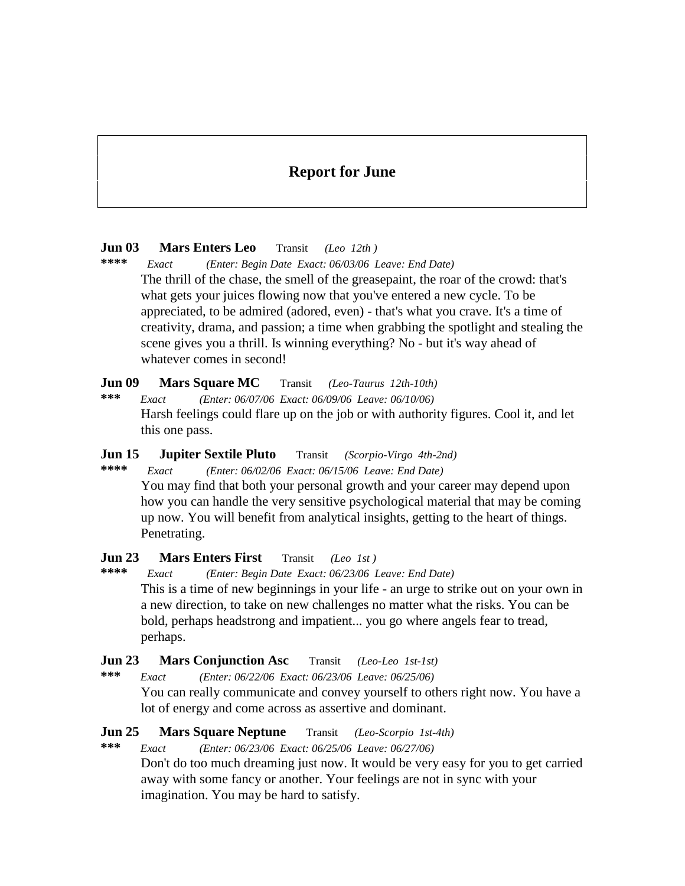## Report for June

**Jun 03** **Mars Enters Leo** Transit *(Leo 12th )*
**\*\*\*\*** *Exact* *(Enter: Begin Date Exact: 06/03/06 Leave: End Date)*

The thrill of the chase, the smell of the greasepaint, the roar of the crowd: that's what gets your juices flowing now that you've entered a new cycle. To be appreciated, to be admired (adored, even) - that's what you crave. It's a time of creativity, drama, and passion; a time when grabbing the spotlight and stealing the scene gives you a thrill. Is winning everything? No - but it's way ahead of whatever comes in second!

**Jun 09** **Mars Square MC** Transit *(Leo-Taurus 12th-10th)*
**\*\*\*** *Exact* *(Enter: 06/07/06 Exact: 06/09/06 Leave: 06/10/06)*

Harsh feelings could flare up on the job or with authority figures. Cool it, and let this one pass.

**Jun 15** **Jupiter Sextile Pluto** Transit *(Scorpio-Virgo 4th-2nd)*
**\*\*\*\*** *Exact* *(Enter: 06/02/06 Exact: 06/15/06 Leave: End Date)*

You may find that both your personal growth and your career may depend upon how you can handle the very sensitive psychological material that may be coming up now. You will benefit from analytical insights, getting to the heart of things. Penetrating.

**Jun 23** **Mars Enters First** Transit *(Leo 1st )*
**\*\*\*\*** *Exact* *(Enter: Begin Date Exact: 06/23/06 Leave: End Date)*

This is a time of new beginnings in your life - an urge to strike out on your own in a new direction, to take on new challenges no matter what the risks. You can be bold, perhaps headstrong and impatient... you go where angels fear to tread, perhaps.

**Jun 23** **Mars Conjunction Asc** Transit *(Leo-Leo 1st-1st)*
**\*\*\*** *Exact* *(Enter: 06/22/06 Exact: 06/23/06 Leave: 06/25/06)*

You can really communicate and convey yourself to others right now. You have a lot of energy and come across as assertive and dominant.

**Jun 25** **Mars Square Neptune** Transit *(Leo-Scorpio 1st-4th)*
**\*\*\*** *Exact* *(Enter: 06/23/06 Exact: 06/25/06 Leave: 06/27/06)*

Don't do too much dreaming just now. It would be very easy for you to get carried away with some fancy or another. Your feelings are not in sync with your imagination. You may be hard to satisfy.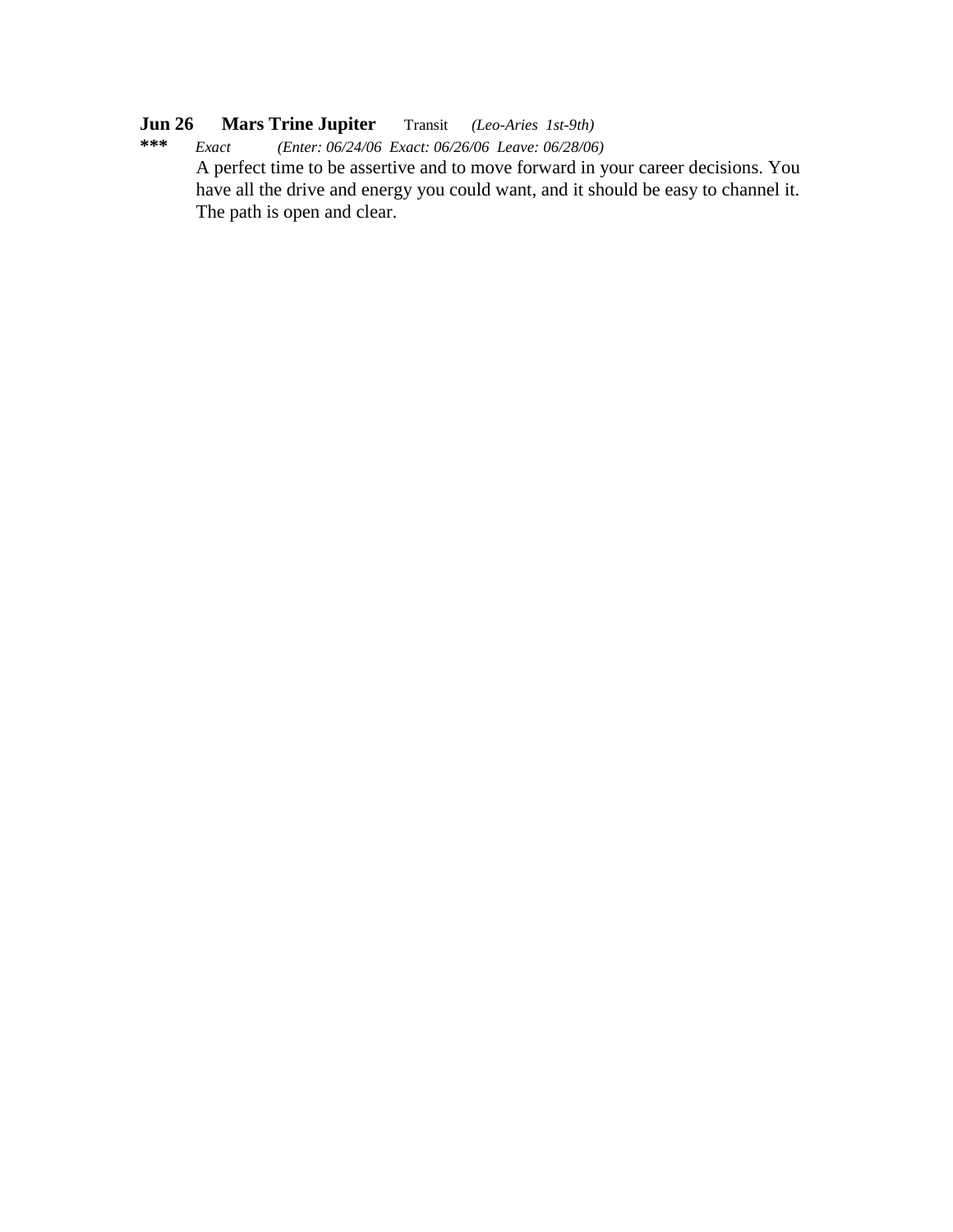**Jun 26 Mars Trine Jupiter** Transit *(Leo-Aries 1st-9th)*

**\*\*\*** *Exact* *(Enter: 06/24/06 Exact: 06/26/06 Leave: 06/28/06)*

A perfect time to be assertive and to move forward in your career decisions. You have all the drive and energy you could want, and it should be easy to channel it. The path is open and clear.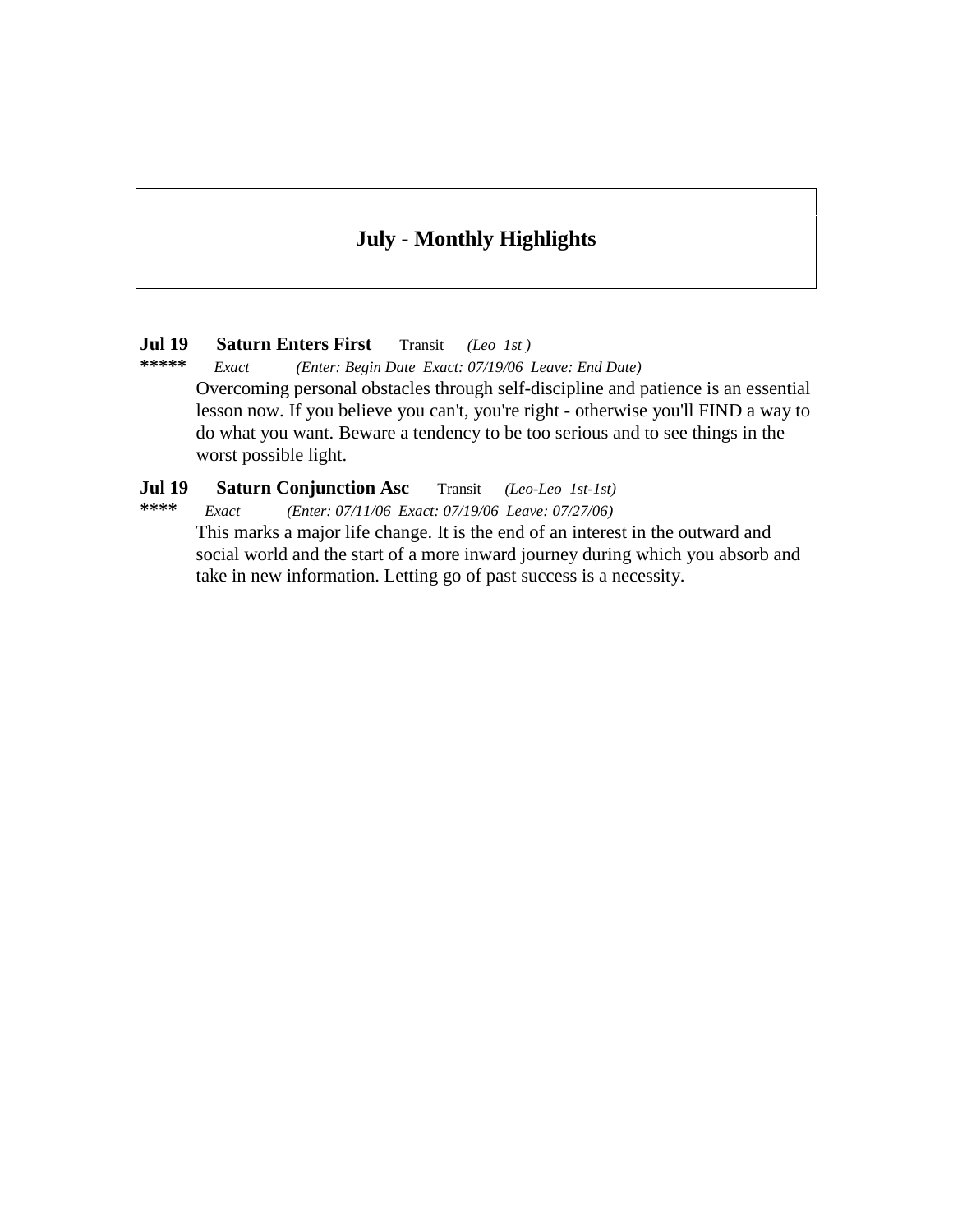## July - Monthly Highlights

**Jul 19** **Saturn Enters First** Transit *(Leo 1st )*
**\*\*\*\*\*** *Exact* *(Enter: Begin Date Exact: 07/19/06 Leave: End Date)*

Overcoming personal obstacles through self-discipline and patience is an essential lesson now. If you believe you can't, you're right - otherwise you'll FIND a way to do what you want. Beware a tendency to be too serious and to see things in the worst possible light.

**Jul 19** **Saturn Conjunction Asc** Transit *(Leo-Leo 1st-1st)*
**\*\*\*\*** *Exact* *(Enter: 07/11/06 Exact: 07/19/06 Leave: 07/27/06)*

This marks a major life change. It is the end of an interest in the outward and social world and the start of a more inward journey during which you absorb and take in new information. Letting go of past success is a necessity.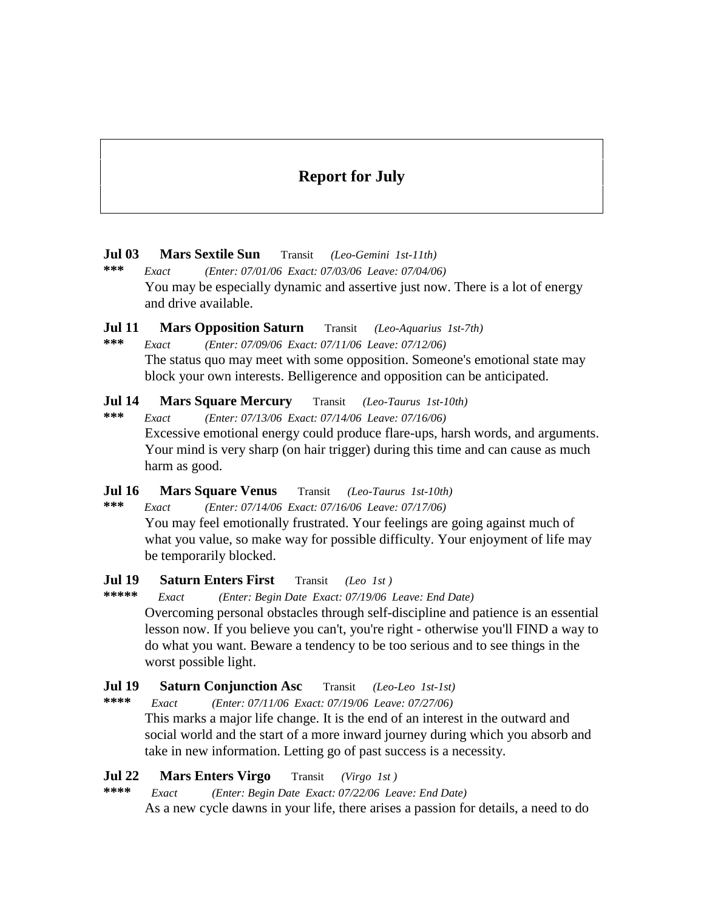## Report for July

**Jul 03** **Mars Sextile Sun** Transit *(Leo-Gemini 1st-11th)*
*** *Exact* *(Enter: 07/01/06 Exact: 07/03/06 Leave: 07/04/06)*
You may be especially dynamic and assertive just now. There is a lot of energy and drive available.

**Jul 11** **Mars Opposition Saturn** Transit *(Leo-Aquarius 1st-7th)*
*** *Exact* *(Enter: 07/09/06 Exact: 07/11/06 Leave: 07/12/06)*
The status quo may meet with some opposition. Someone's emotional state may block your own interests. Belligerence and opposition can be anticipated.

**Jul 14** **Mars Square Mercury** Transit *(Leo-Taurus 1st-10th)*
*** *Exact* *(Enter: 07/13/06 Exact: 07/14/06 Leave: 07/16/06)*
Excessive emotional energy could produce flare-ups, harsh words, and arguments. Your mind is very sharp (on hair trigger) during this time and can cause as much harm as good.

**Jul 16** **Mars Square Venus** Transit *(Leo-Taurus 1st-10th)*
*** *Exact* *(Enter: 07/14/06 Exact: 07/16/06 Leave: 07/17/06)*
You may feel emotionally frustrated. Your feelings are going against much of what you value, so make way for possible difficulty. Your enjoyment of life may be temporarily blocked.

**Jul 19** **Saturn Enters First** Transit *(Leo 1st )*
***** *Exact* *(Enter: Begin Date Exact: 07/19/06 Leave: End Date)*
Overcoming personal obstacles through self-discipline and patience is an essential lesson now. If you believe you can't, you're right - otherwise you'll FIND a way to do what you want. Beware a tendency to be too serious and to see things in the worst possible light.

**Jul 19** **Saturn Conjunction Asc** Transit *(Leo-Leo 1st-1st)*
**** *Exact* *(Enter: 07/11/06 Exact: 07/19/06 Leave: 07/27/06)*
This marks a major life change. It is the end of an interest in the outward and social world and the start of a more inward journey during which you absorb and take in new information. Letting go of past success is a necessity.

**Jul 22** **Mars Enters Virgo** Transit *(Virgo 1st )*
**** *Exact* *(Enter: Begin Date Exact: 07/22/06 Leave: End Date)*
As a new cycle dawns in your life, there arises a passion for details, a need to do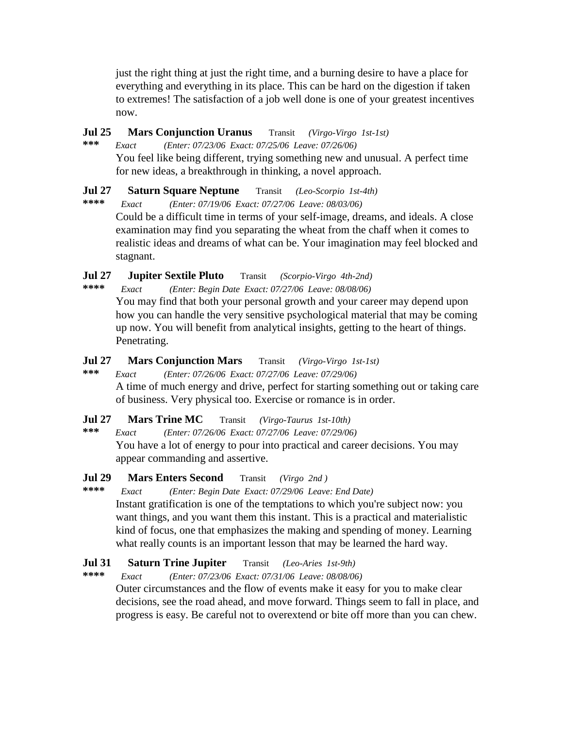just the right thing at just the right time, and a burning desire to have a place for everything and everything in its place. This can be hard on the digestion if taken to extremes! The satisfaction of a job well done is one of your greatest incentives now.

**Jul 25** **Mars Conjunction Uranus** Transit *(Virgo-Virgo 1st-1st)*
**\*\*\*** *Exact* *(Enter: 07/23/06 Exact: 07/25/06 Leave: 07/26/06)*
You feel like being different, trying something new and unusual. A perfect time for new ideas, a breakthrough in thinking, a novel approach.

**Jul 27** **Saturn Square Neptune** Transit *(Leo-Scorpio 1st-4th)*
**\*\*\*\*** *Exact* *(Enter: 07/19/06 Exact: 07/27/06 Leave: 08/03/06)*
Could be a difficult time in terms of your self-image, dreams, and ideals. A close examination may find you separating the wheat from the chaff when it comes to realistic ideas and dreams of what can be. Your imagination may feel blocked and stagnant.

**Jul 27** **Jupiter Sextile Pluto** Transit *(Scorpio-Virgo 4th-2nd)*
**\*\*\*\*** *Exact* *(Enter: Begin Date Exact: 07/27/06 Leave: 08/08/06)*
You may find that both your personal growth and your career may depend upon how you can handle the very sensitive psychological material that may be coming up now. You will benefit from analytical insights, getting to the heart of things. Penetrating.

**Jul 27** **Mars Conjunction Mars** Transit *(Virgo-Virgo 1st-1st)*
**\*\*\*** *Exact* *(Enter: 07/26/06 Exact: 07/27/06 Leave: 07/29/06)*
A time of much energy and drive, perfect for starting something out or taking care of business. Very physical too. Exercise or romance is in order.

**Jul 27** **Mars Trine MC** Transit *(Virgo-Taurus 1st-10th)*
**\*\*\*** *Exact* *(Enter: 07/26/06 Exact: 07/27/06 Leave: 07/29/06)*
You have a lot of energy to pour into practical and career decisions. You may appear commanding and assertive.

**Jul 29** **Mars Enters Second** Transit *(Virgo 2nd )*
**\*\*\*\*** *Exact* *(Enter: Begin Date Exact: 07/29/06 Leave: End Date)*
Instant gratification is one of the temptations to which you're subject now: you want things, and you want them this instant. This is a practical and materialistic kind of focus, one that emphasizes the making and spending of money. Learning what really counts is an important lesson that may be learned the hard way.

**Jul 31** **Saturn Trine Jupiter** Transit *(Leo-Aries 1st-9th)*
**\*\*\*\*** *Exact* *(Enter: 07/23/06 Exact: 07/31/06 Leave: 08/08/06)*
Outer circumstances and the flow of events make it easy for you to make clear decisions, see the road ahead, and move forward. Things seem to fall in place, and progress is easy. Be careful not to overextend or bite off more than you can chew.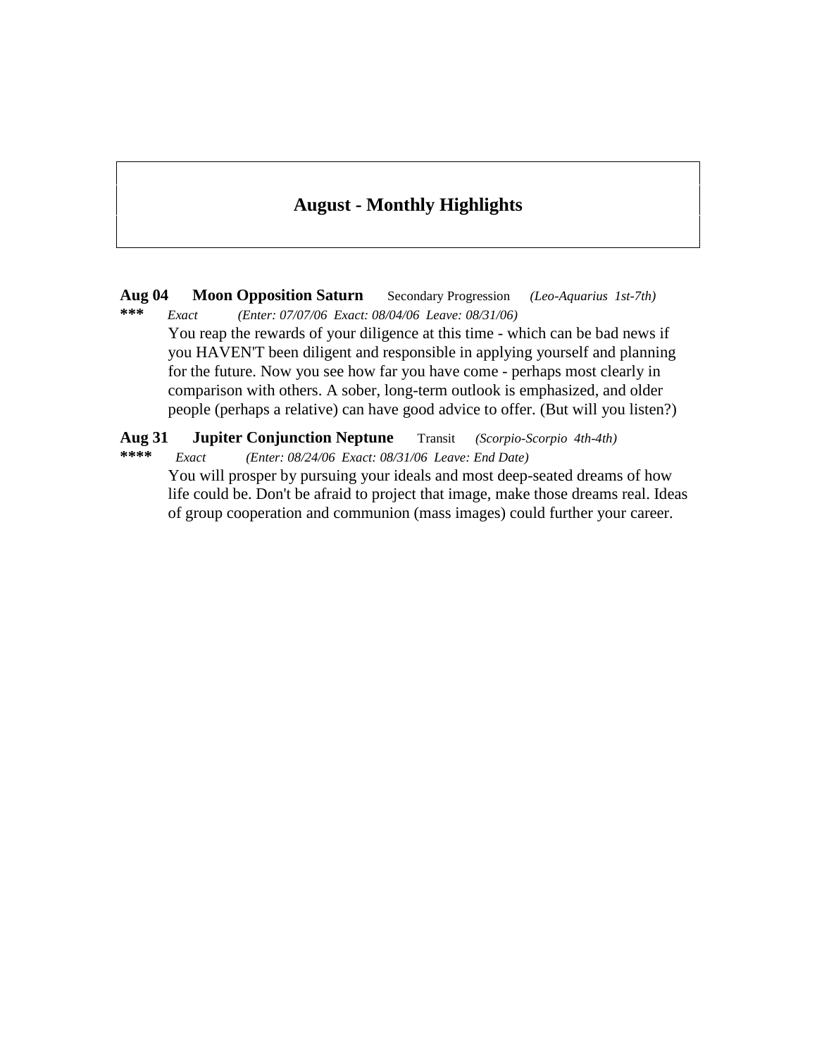## August - Monthly Highlights

**Aug 04** **Moon Opposition Saturn** Secondary Progression *(Leo-Aquarius 1st-7th)*
**\*\*\*** *Exact* *(Enter: 07/07/06 Exact: 08/04/06 Leave: 08/31/06)*

You reap the rewards of your diligence at this time - which can be bad news if you HAVEN'T been diligent and responsible in applying yourself and planning for the future. Now you see how far you have come - perhaps most clearly in comparison with others. A sober, long-term outlook is emphasized, and older people (perhaps a relative) can have good advice to offer. (But will you listen?)

**Aug 31** **Jupiter Conjunction Neptune** Transit *(Scorpio-Scorpio 4th-4th)*
**\*\*\*\*** *Exact* *(Enter: 08/24/06 Exact: 08/31/06 Leave: End Date)*

You will prosper by pursuing your ideals and most deep-seated dreams of how life could be. Don't be afraid to project that image, make those dreams real. Ideas of group cooperation and communion (mass images) could further your career.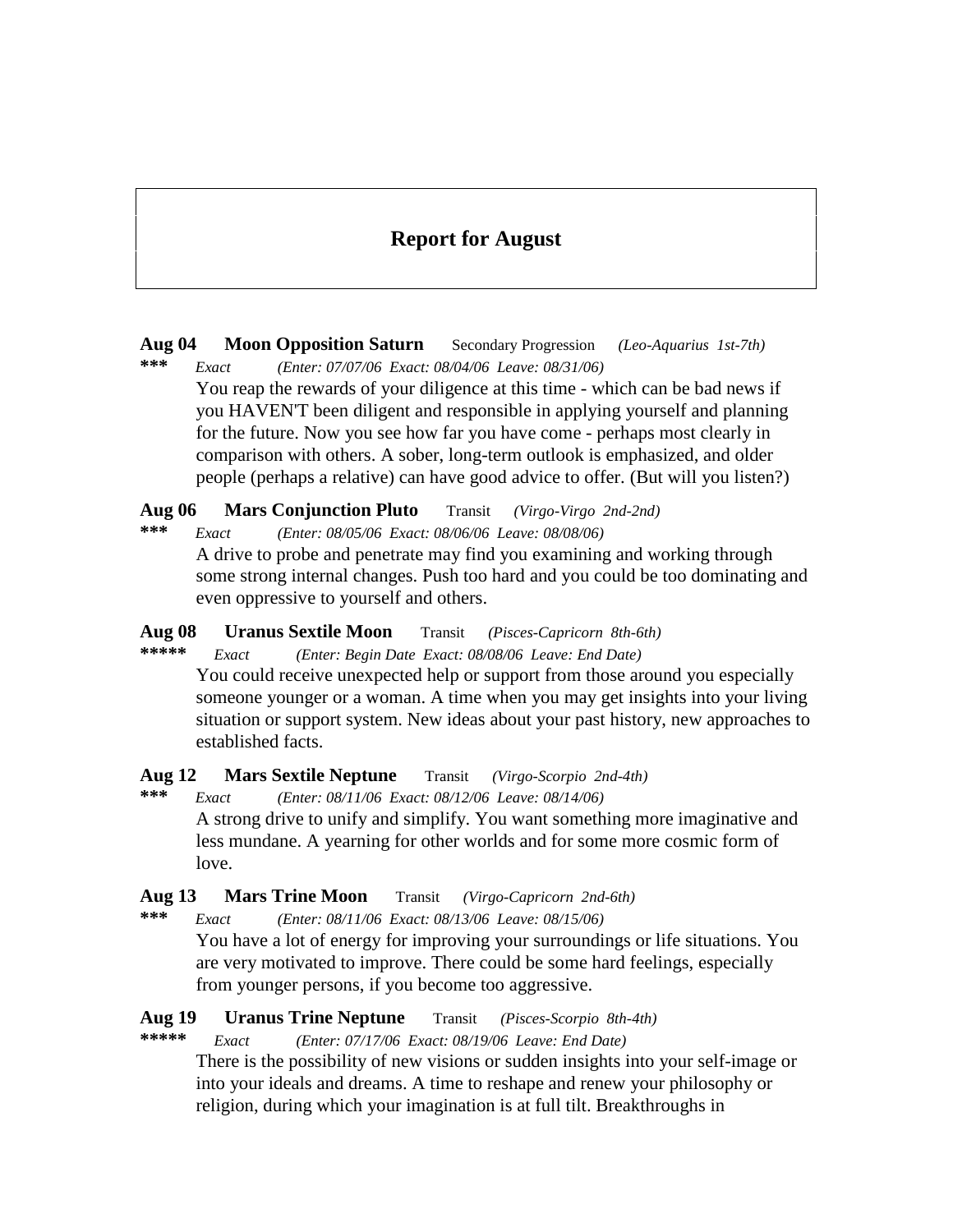## Report for August

**Aug 04** **Moon Opposition Saturn** Secondary Progression *(Leo-Aquarius 1st-7th)*
**\*\*\*** *Exact* *(Enter: 07/07/06 Exact: 08/04/06 Leave: 08/31/06)*
You reap the rewards of your diligence at this time - which can be bad news if you HAVEN'T been diligent and responsible in applying yourself and planning for the future. Now you see how far you have come - perhaps most clearly in comparison with others. A sober, long-term outlook is emphasized, and older people (perhaps a relative) can have good advice to offer. (But will you listen?)

**Aug 06** **Mars Conjunction Pluto** Transit *(Virgo-Virgo 2nd-2nd)*
**\*\*\*** *Exact* *(Enter: 08/05/06 Exact: 08/06/06 Leave: 08/08/06)*
A drive to probe and penetrate may find you examining and working through some strong internal changes. Push too hard and you could be too dominating and even oppressive to yourself and others.

**Aug 08** **Uranus Sextile Moon** Transit *(Pisces-Capricorn 8th-6th)*
**\*\*\*\*\*** *Exact* *(Enter: Begin Date Exact: 08/08/06 Leave: End Date)*
You could receive unexpected help or support from those around you especially someone younger or a woman. A time when you may get insights into your living situation or support system. New ideas about your past history, new approaches to established facts.

**Aug 12** **Mars Sextile Neptune** Transit *(Virgo-Scorpio 2nd-4th)*
**\*\*\*** *Exact* *(Enter: 08/11/06 Exact: 08/12/06 Leave: 08/14/06)*
A strong drive to unify and simplify. You want something more imaginative and less mundane. A yearning for other worlds and for some more cosmic form of love.

**Aug 13** **Mars Trine Moon** Transit *(Virgo-Capricorn 2nd-6th)*
**\*\*\*** *Exact* *(Enter: 08/11/06 Exact: 08/13/06 Leave: 08/15/06)*
You have a lot of energy for improving your surroundings or life situations. You are very motivated to improve. There could be some hard feelings, especially from younger persons, if you become too aggressive.

**Aug 19** **Uranus Trine Neptune** Transit *(Pisces-Scorpio 8th-4th)*
**\*\*\*\*\*** *Exact* *(Enter: 07/17/06 Exact: 08/19/06 Leave: End Date)*
There is the possibility of new visions or sudden insights into your self-image or into your ideals and dreams. A time to reshape and renew your philosophy or religion, during which your imagination is at full tilt. Breakthroughs in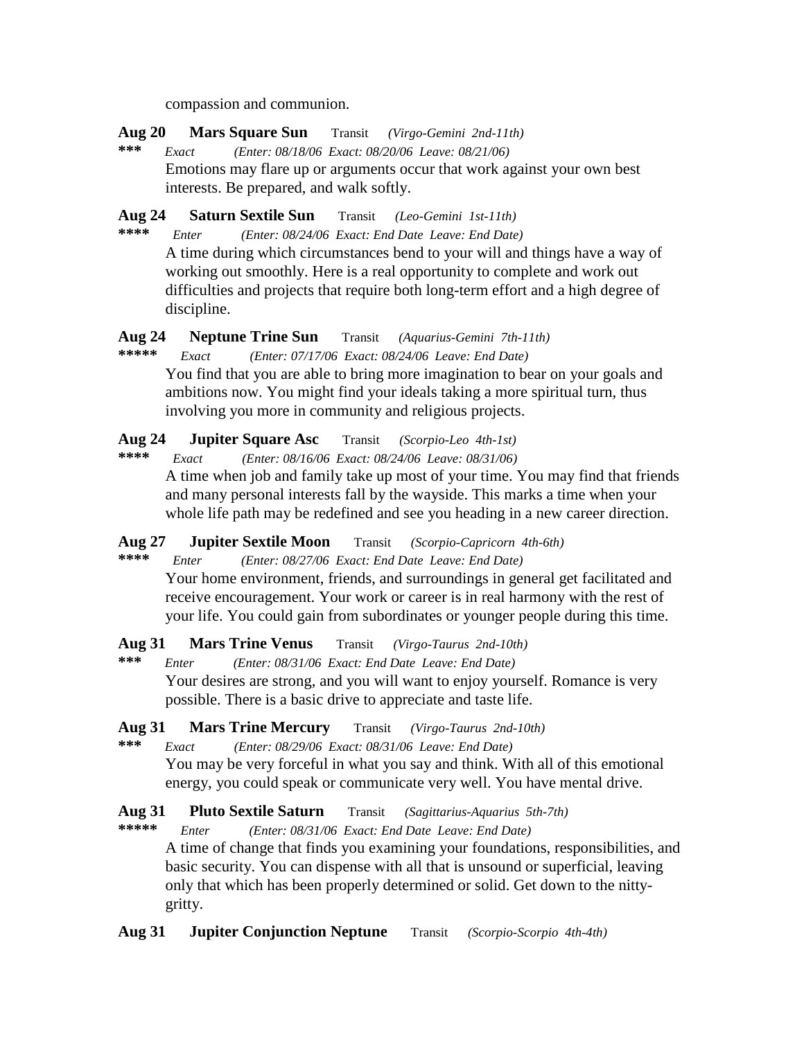compassion and communion.

**Aug 20** **Mars Square Sun** Transit *(Virgo-Gemini 2nd-11th)*
**\*\*\*** *Exact* *(Enter: 08/18/06 Exact: 08/20/06 Leave: 08/21/06)*
Emotions may flare up or arguments occur that work against your own best interests. Be prepared, and walk softly.

**Aug 24** **Saturn Sextile Sun** Transit *(Leo-Gemini 1st-11th)*
**\*\*\*\*** *Enter* *(Enter: 08/24/06 Exact: End Date Leave: End Date)*
A time during which circumstances bend to your will and things have a way of working out smoothly. Here is a real opportunity to complete and work out difficulties and projects that require both long-term effort and a high degree of discipline.

**Aug 24** **Neptune Trine Sun** Transit *(Aquarius-Gemini 7th-11th)*
**\*\*\*\*\*** *Exact* *(Enter: 07/17/06 Exact: 08/24/06 Leave: End Date)*
You find that you are able to bring more imagination to bear on your goals and ambitions now. You might find your ideals taking a more spiritual turn, thus involving you more in community and religious projects.

**Aug 24** **Jupiter Square Asc** Transit *(Scorpio-Leo 4th-1st)*
**\*\*\*\*** *Exact* *(Enter: 08/16/06 Exact: 08/24/06 Leave: 08/31/06)*
A time when job and family take up most of your time. You may find that friends and many personal interests fall by the wayside. This marks a time when your whole life path may be redefined and see you heading in a new career direction.

**Aug 27** **Jupiter Sextile Moon** Transit *(Scorpio-Capricorn 4th-6th)*
**\*\*\*\*** *Enter* *(Enter: 08/27/06 Exact: End Date Leave: End Date)*
Your home environment, friends, and surroundings in general get facilitated and receive encouragement. Your work or career is in real harmony with the rest of your life. You could gain from subordinates or younger people during this time.

**Aug 31** **Mars Trine Venus** Transit *(Virgo-Taurus 2nd-10th)*
**\*\*\*** *Enter* *(Enter: 08/31/06 Exact: End Date Leave: End Date)*
Your desires are strong, and you will want to enjoy yourself. Romance is very possible. There is a basic drive to appreciate and taste life.

**Aug 31** **Mars Trine Mercury** Transit *(Virgo-Taurus 2nd-10th)*
**\*\*\*** *Exact* *(Enter: 08/29/06 Exact: 08/31/06 Leave: End Date)*
You may be very forceful in what you say and think. With all of this emotional energy, you could speak or communicate very well. You have mental drive.

**Aug 31** **Pluto Sextile Saturn** Transit *(Sagittarius-Aquarius 5th-7th)*
**\*\*\*\*\*** *Enter* *(Enter: 08/31/06 Exact: End Date Leave: End Date)*
A time of change that finds you examining your foundations, responsibilities, and basic security. You can dispense with all that is unsound or superficial, leaving only that which has been properly determined or solid. Get down to the nitty-gritty.

**Aug 31** **Jupiter Conjunction Neptune** Transit *(Scorpio-Scorpio 4th-4th)*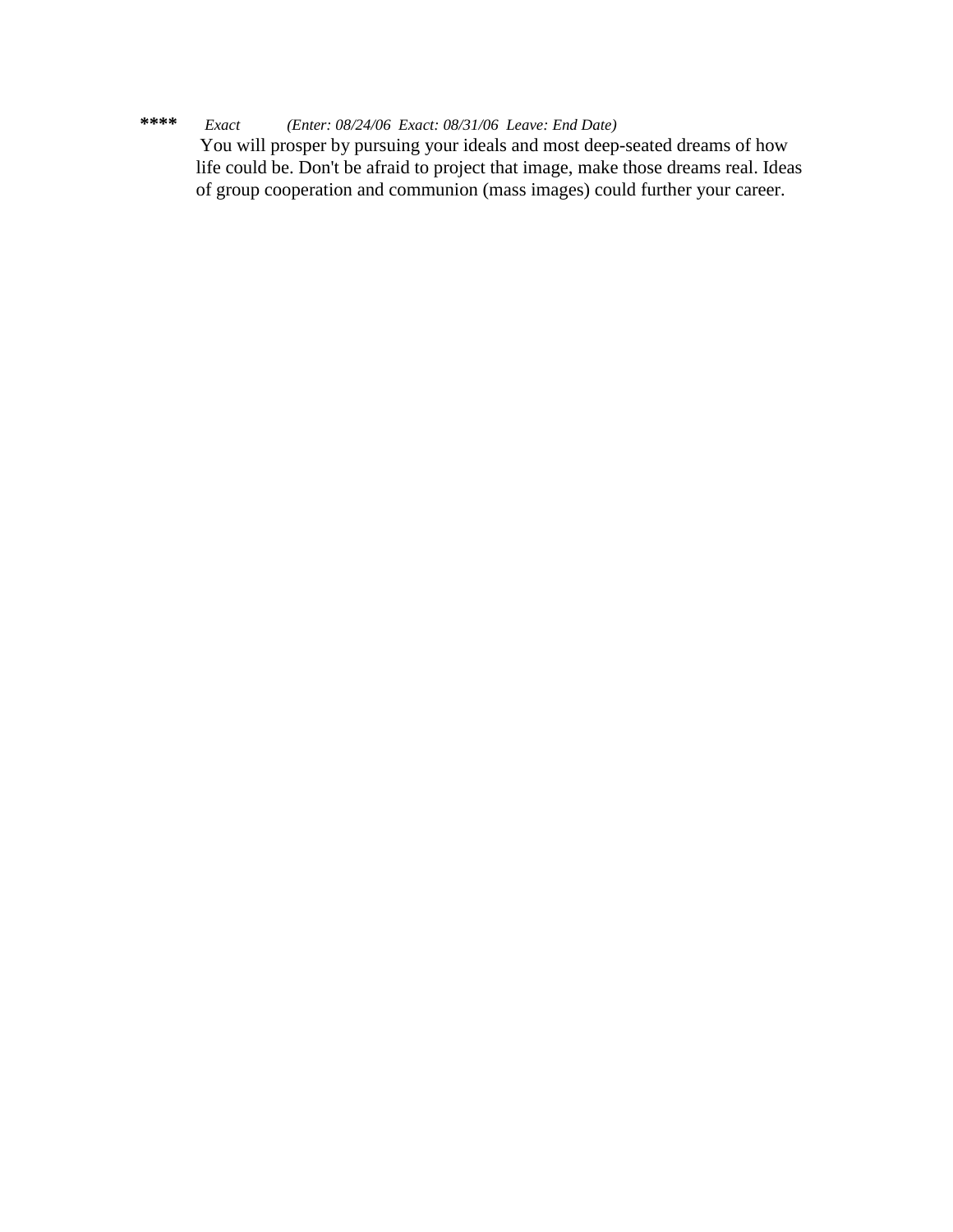**\*\*\*\*** *Exact* *(Enter: 08/24/06 Exact: 08/31/06 Leave: End Date)*

You will prosper by pursuing your ideals and most deep-seated dreams of how life could be. Don't be afraid to project that image, make those dreams real. Ideas of group cooperation and communion (mass images) could further your career.